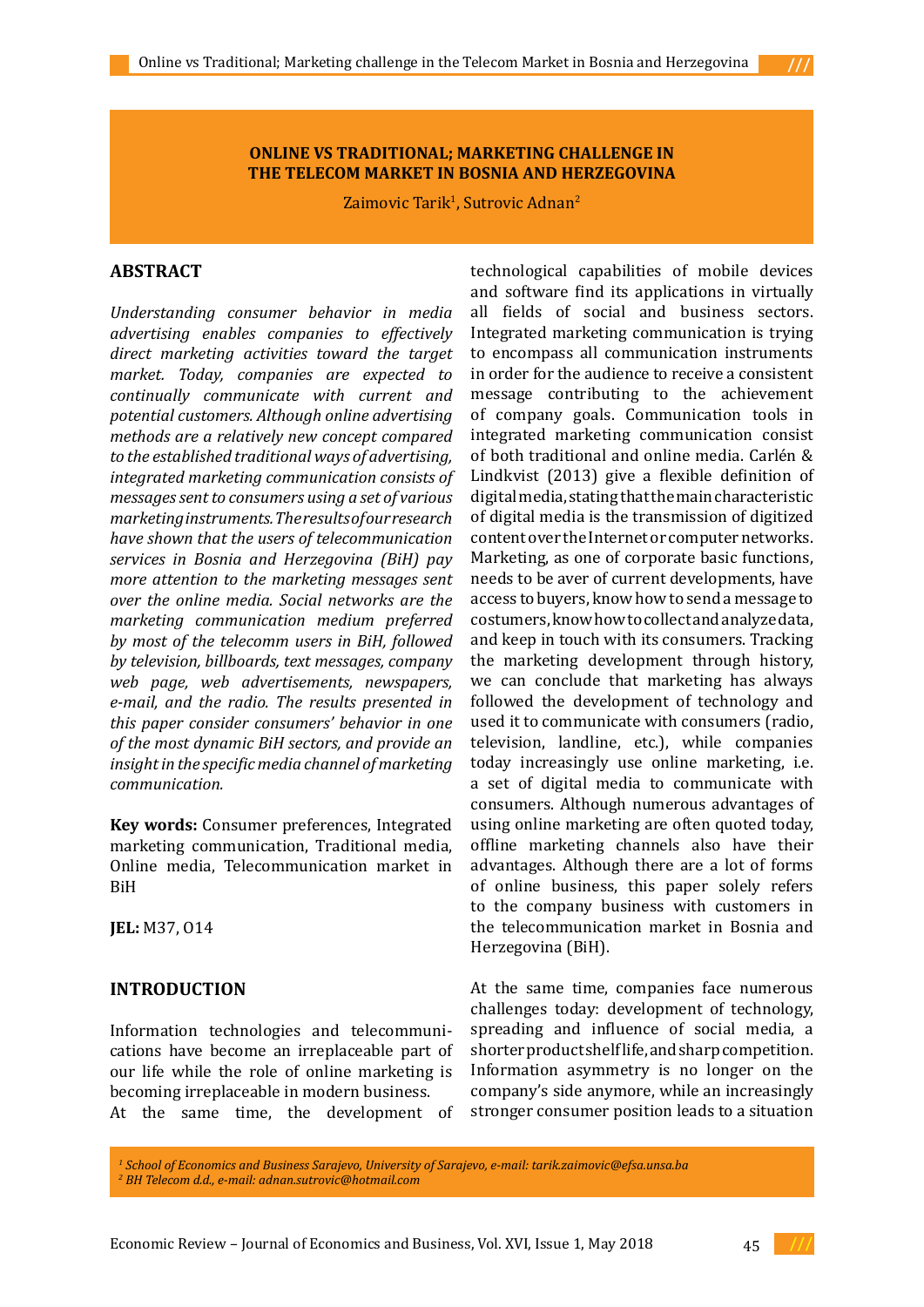# ONLINE VS TRADITIONAL; MARKETING CHALLENGE IN THE TELECOM MARKET IN BOSNIA AND HERZEGOVINA

Zaimovic Tarik[1], Sutrovic Adnan[2]

## ABSTRACT

*Understanding consumer behavior in media advertising enables companies to effectively direct marketing activities toward the target market. Today, companies are expected to continually communicate with current and potential customers. Although online advertising methods are a relatively new concept compared to the established traditional ways of advertising, integrated marketing communication consists of messages sent to consumers using a set of various marketing instruments. The results of our research have shown that the users of telecommunication services in Bosnia and Herzegovina (BiH) pay more attention to the marketing messages sent over the online media. Social networks are the marketing communication medium preferred by most of the telecomm users in BiH, followed by television, billboards, text messages, company web page, web advertisements, newspapers, e-mail, and the radio. The results presented in this paper consider consumers' behavior in one of the most dynamic BiH sectors, and provide an insight in the specific media channel of marketing communication.*

**Key words:** Consumer preferences, Integrated marketing communication, Traditional media, Online media, Telecommunication market in BiH

**JEL:** M37, O14

## INTRODUCTION

Information technologies and telecommunications have become an irreplaceable part of our life while the role of online marketing is becoming irreplaceable in modern business.
At the same time, the development of technological capabilities of mobile devices and software find its applications in virtually all fields of social and business sectors. Integrated marketing communication is trying to encompass all communication instruments in order for the audience to receive a consistent message contributing to the achievement of company goals. Communication tools in integrated marketing communication consist of both traditional and online media. Carlén & Lindkvist (2013) give a flexible definition of digital media, stating that the main characteristic of digital media is the transmission of digitized content over the Internet or computer networks. Marketing, as one of corporate basic functions, needs to be aver of current developments, have access to buyers, know how to send a message to costumers, know how to collect and analyze data, and keep in touch with its consumers. Tracking the marketing development through history, we can conclude that marketing has always followed the development of technology and used it to communicate with consumers (radio, television, landline, etc.), while companies today increasingly use online marketing, i.e. a set of digital media to communicate with consumers. Although numerous advantages of using online marketing are often quoted today, offline marketing channels also have their advantages. Although there are a lot of forms of online business, this paper solely refers to the company business with customers in the telecommunication market in Bosnia and Herzegovina (BiH).

At the same time, companies face numerous challenges today: development of technology, spreading and influence of social media, a shorter product shelf life, and sharp competition. Information asymmetry is no longer on the company's side anymore, while an increasingly stronger consumer position leads to a situation

---

[1] *School of Economics and Business Sarajevo, University of Sarajevo, e-mail: tarik.zaimovic@efsa.unsa.ba*
[2] *BH Telecom d.d., e-mail: adnan.sutrovic@hotmail.com*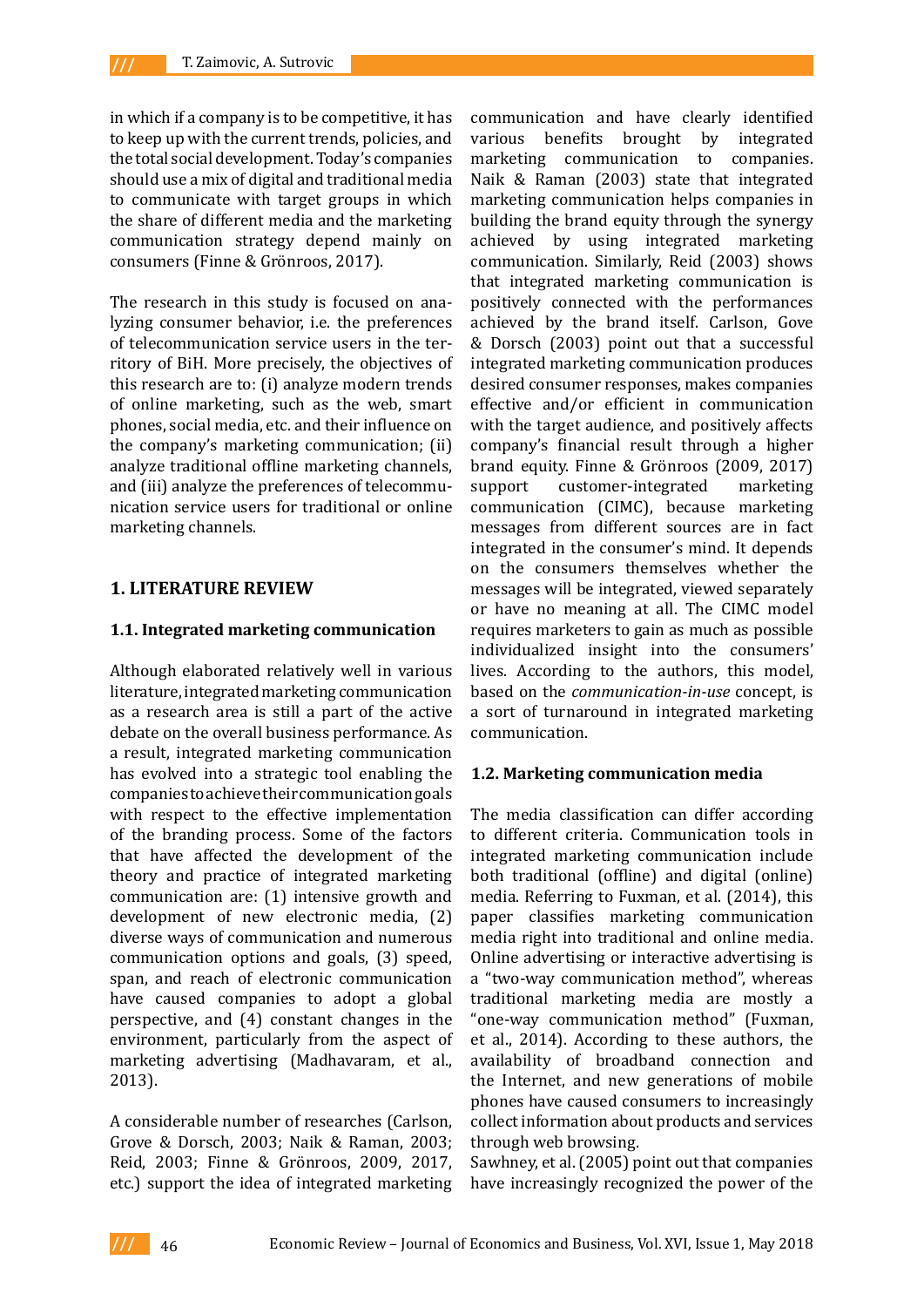in which if a company is to be competitive, it has to keep up with the current trends, policies, and the total social development. Today's companies should use a mix of digital and traditional media to communicate with target groups in which the share of different media and the marketing communication strategy depend mainly on consumers (Finne & Grönroos, 2017).

The research in this study is focused on analyzing consumer behavior, i.e. the preferences of telecommunication service users in the territory of BiH. More precisely, the objectives of this research are to: (i) analyze modern trends of online marketing, such as the web, smart phones, social media, etc. and their influence on the company's marketing communication; (ii) analyze traditional offline marketing channels, and (iii) analyze the preferences of telecommunication service users for traditional or online marketing channels.

## 1. LITERATURE REVIEW

### 1.1. Integrated marketing communication

Although elaborated relatively well in various literature, integrated marketing communication as a research area is still a part of the active debate on the overall business performance. As a result, integrated marketing communication has evolved into a strategic tool enabling the companies to achieve their communication goals with respect to the effective implementation of the branding process. Some of the factors that have affected the development of the theory and practice of integrated marketing communication are: (1) intensive growth and development of new electronic media, (2) diverse ways of communication and numerous communication options and goals, (3) speed, span, and reach of electronic communication have caused companies to adopt a global perspective, and (4) constant changes in the environment, particularly from the aspect of marketing advertising (Madhavaram, et al., 2013).

A considerable number of researches (Carlson, Grove & Dorsch, 2003; Naik & Raman, 2003; Reid, 2003; Finne & Grönroos, 2009, 2017, etc.) support the idea of integrated marketing communication and have clearly identified various benefits brought by integrated marketing communication to companies. Naik & Raman (2003) state that integrated marketing communication helps companies in building the brand equity through the synergy achieved by using integrated marketing communication. Similarly, Reid (2003) shows that integrated marketing communication is positively connected with the performances achieved by the brand itself. Carlson, Gove & Dorsch (2003) point out that a successful integrated marketing communication produces desired consumer responses, makes companies effective and/or efficient in communication with the target audience, and positively affects company's financial result through a higher brand equity. Finne & Grönroos (2009, 2017) support customer-integrated marketing communication (CIMC), because marketing messages from different sources are in fact integrated in the consumer's mind. It depends on the consumers themselves whether the messages will be integrated, viewed separately or have no meaning at all. The CIMC model requires marketers to gain as much as possible individualized insight into the consumers' lives. According to the authors, this model, based on the *communication-in-use* concept, is a sort of turnaround in integrated marketing communication.

### 1.2. Marketing communication media

The media classification can differ according to different criteria. Communication tools in integrated marketing communication include both traditional (offline) and digital (online) media. Referring to Fuxman, et al. (2014), this paper classifies marketing communication media right into traditional and online media. Online advertising or interactive advertising is a "two-way communication method", whereas traditional marketing media are mostly a "one-way communication method" (Fuxman, et al., 2014). According to these authors, the availability of broadband connection and the Internet, and new generations of mobile phones have caused consumers to increasingly collect information about products and services through web browsing.

Sawhney, et al. (2005) point out that companies have increasingly recognized the power of the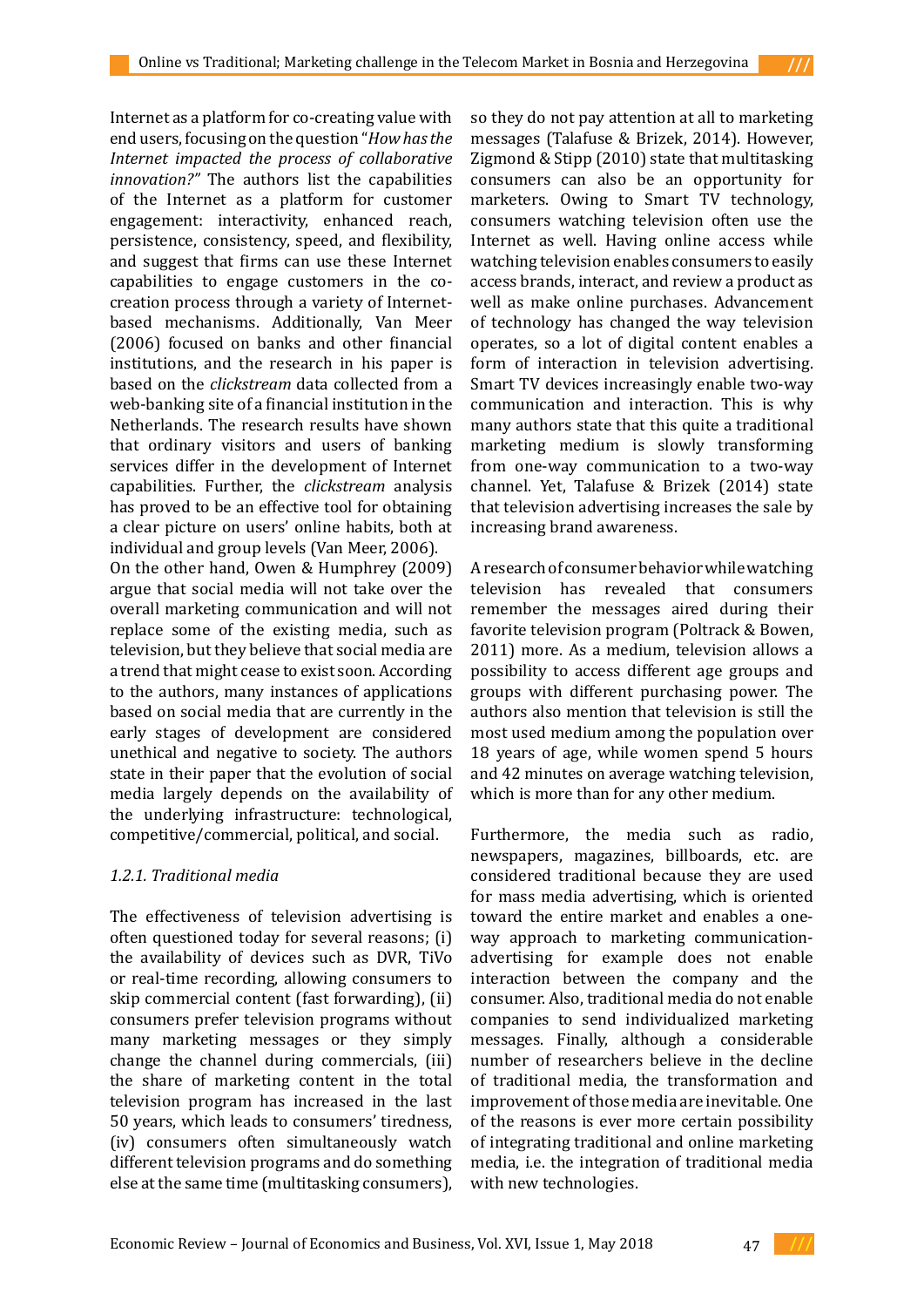Internet as a platform for co-creating value with end users, focusing on the question "*How has the Internet impacted the process of collaborative innovation?*" The authors list the capabilities of the Internet as a platform for customer engagement: interactivity, enhanced reach, persistence, consistency, speed, and flexibility, and suggest that firms can use these Internet capabilities to engage customers in the co-creation process through a variety of Internet-based mechanisms. Additionally, Van Meer (2006) focused on banks and other financial institutions, and the research in his paper is based on the *clickstream* data collected from a web-banking site of a financial institution in the Netherlands. The research results have shown that ordinary visitors and users of banking services differ in the development of Internet capabilities. Further, the *clickstream* analysis has proved to be an effective tool for obtaining a clear picture on users' online habits, both at individual and group levels (Van Meer, 2006).

On the other hand, Owen & Humphrey (2009) argue that social media will not take over the overall marketing communication and will not replace some of the existing media, such as television, but they believe that social media are a trend that might cease to exist soon. According to the authors, many instances of applications based on social media that are currently in the early stages of development are considered unethical and negative to society. The authors state in their paper that the evolution of social media largely depends on the availability of the underlying infrastructure: technological, competitive/commercial, political, and social.

### *1.2.1. Traditional media*

The effectiveness of television advertising is often questioned today for several reasons; (i) the availability of devices such as DVR, TiVo or real-time recording, allowing consumers to skip commercial content (fast forwarding), (ii) consumers prefer television programs without many marketing messages or they simply change the channel during commercials, (iii) the share of marketing content in the total television program has increased in the last 50 years, which leads to consumers' tiredness, (iv) consumers often simultaneously watch different television programs and do something else at the same time (multitasking consumers), so they do not pay attention at all to marketing messages (Talafuse & Brizek, 2014). However, Zigmond & Stipp (2010) state that multitasking consumers can also be an opportunity for marketers. Owing to Smart TV technology, consumers watching television often use the Internet as well. Having online access while watching television enables consumers to easily access brands, interact, and review a product as well as make online purchases. Advancement of technology has changed the way television operates, so a lot of digital content enables a form of interaction in television advertising. Smart TV devices increasingly enable two-way communication and interaction. This is why many authors state that this quite a traditional marketing medium is slowly transforming from one-way communication to a two-way channel. Yet, Talafuse & Brizek (2014) state that television advertising increases the sale by increasing brand awareness.

A research of consumer behavior while watching television has revealed that consumers remember the messages aired during their favorite television program (Poltrack & Bowen, 2011) more. As a medium, television allows a possibility to access different age groups and groups with different purchasing power. The authors also mention that television is still the most used medium among the population over 18 years of age, while women spend 5 hours and 42 minutes on average watching television, which is more than for any other medium.

Furthermore, the media such as radio, newspapers, magazines, billboards, etc. are considered traditional because they are used for mass media advertising, which is oriented toward the entire market and enables a one-way approach to marketing communication-advertising for example does not enable interaction between the company and the consumer. Also, traditional media do not enable companies to send individualized marketing messages. Finally, although a considerable number of researchers believe in the decline of traditional media, the transformation and improvement of those media are inevitable. One of the reasons is ever more certain possibility of integrating traditional and online marketing media, i.e. the integration of traditional media with new technologies.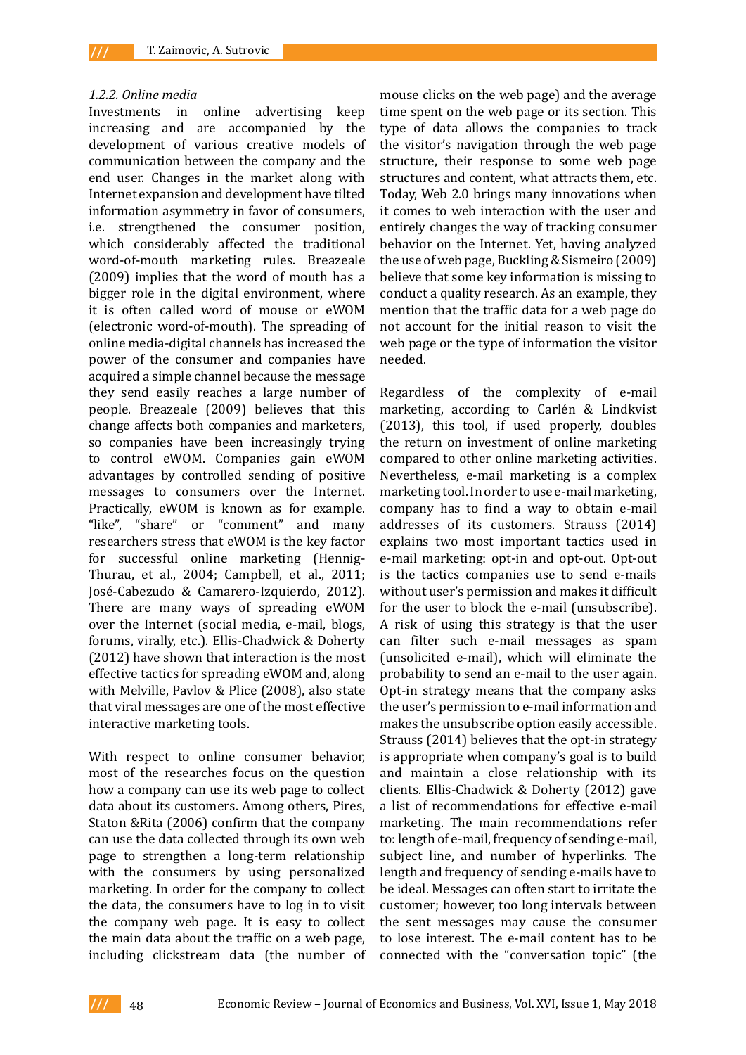*1.2.2. Online media*

Investments in online advertising keep increasing and are accompanied by the development of various creative models of communication between the company and the end user. Changes in the market along with Internet expansion and development have tilted information asymmetry in favor of consumers, i.e. strengthened the consumer position, which considerably affected the traditional word-of-mouth marketing rules. Breazeale (2009) implies that the word of mouth has a bigger role in the digital environment, where it is often called word of mouse or eWOM (electronic word-of-mouth). The spreading of online media-digital channels has increased the power of the consumer and companies have acquired a simple channel because the message they send easily reaches a large number of people. Breazeale (2009) believes that this change affects both companies and marketers, so companies have been increasingly trying to control eWOM. Companies gain eWOM advantages by controlled sending of positive messages to consumers over the Internet. Practically, eWOM is known as for example. "like", "share" or "comment" and many researchers stress that eWOM is the key factor for successful online marketing (Hennig-Thurau, et al., 2004; Campbell, et al., 2011; José-Cabezudo & Camarero-Izquierdo, 2012). There are many ways of spreading eWOM over the Internet (social media, e-mail, blogs, forums, virally, etc.). Ellis-Chadwick & Doherty (2012) have shown that interaction is the most effective tactics for spreading eWOM and, along with Melville, Pavlov & Plice (2008), also state that viral messages are one of the most effective interactive marketing tools.

With respect to online consumer behavior, most of the researches focus on the question how a company can use its web page to collect data about its customers. Among others, Pires, Staton &Rita (2006) confirm that the company can use the data collected through its own web page to strengthen a long-term relationship with the consumers by using personalized marketing. In order for the company to collect the data, the consumers have to log in to visit the company web page. It is easy to collect the main data about the traffic on a web page, including clickstream data (the number of mouse clicks on the web page) and the average time spent on the web page or its section. This type of data allows the companies to track the visitor's navigation through the web page structure, their response to some web page structures and content, what attracts them, etc. Today, Web 2.0 brings many innovations when it comes to web interaction with the user and entirely changes the way of tracking consumer behavior on the Internet. Yet, having analyzed the use of web page, Buckling & Sismeiro (2009) believe that some key information is missing to conduct a quality research. As an example, they mention that the traffic data for a web page do not account for the initial reason to visit the web page or the type of information the visitor needed.

Regardless of the complexity of e-mail marketing, according to Carlén & Lindkvist (2013), this tool, if used properly, doubles the return on investment of online marketing compared to other online marketing activities. Nevertheless, e-mail marketing is a complex marketing tool. In order to use e-mail marketing, company has to find a way to obtain e-mail addresses of its customers. Strauss (2014) explains two most important tactics used in e-mail marketing: opt-in and opt-out. Opt-out is the tactics companies use to send e-mails without user's permission and makes it difficult for the user to block the e-mail (unsubscribe). A risk of using this strategy is that the user can filter such e-mail messages as spam (unsolicited e-mail), which will eliminate the probability to send an e-mail to the user again. Opt-in strategy means that the company asks the user's permission to e-mail information and makes the unsubscribe option easily accessible. Strauss (2014) believes that the opt-in strategy is appropriate when company's goal is to build and maintain a close relationship with its clients. Ellis-Chadwick & Doherty (2012) gave a list of recommendations for effective e-mail marketing. The main recommendations refer to: length of e-mail, frequency of sending e-mail, subject line, and number of hyperlinks. The length and frequency of sending e-mails have to be ideal. Messages can often start to irritate the customer; however, too long intervals between the sent messages may cause the consumer to lose interest. The e-mail content has to be connected with the "conversation topic" (the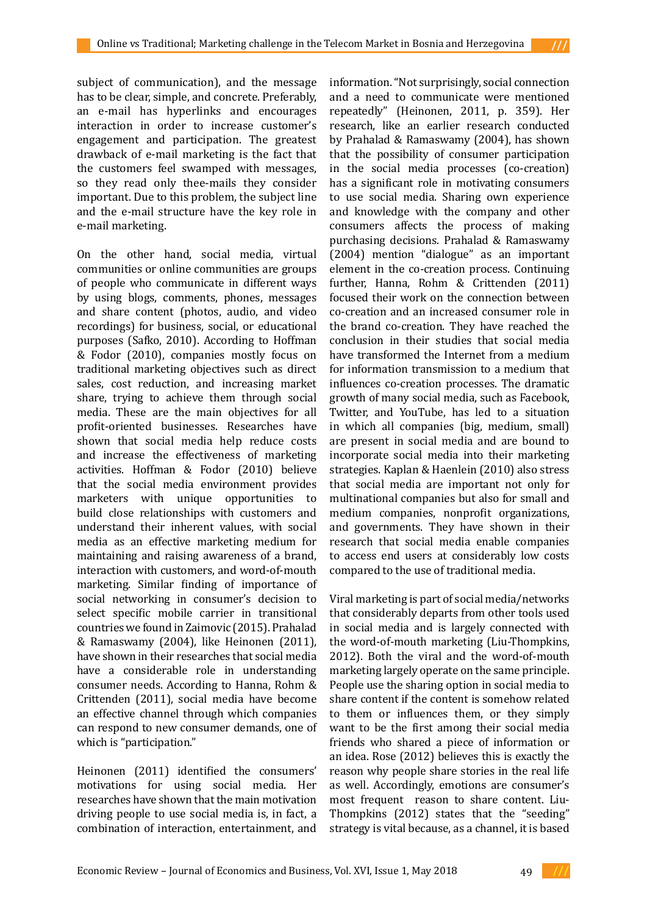subject of communication), and the message has to be clear, simple, and concrete. Preferably, an e-mail has hyperlinks and encourages interaction in order to increase customer's engagement and participation. The greatest drawback of e-mail marketing is the fact that the customers feel swamped with messages, so they read only thee-mails they consider important. Due to this problem, the subject line and the e-mail structure have the key role in e-mail marketing.

On the other hand, social media, virtual communities or online communities are groups of people who communicate in different ways by using blogs, comments, phones, messages and share content (photos, audio, and video recordings) for business, social, or educational purposes (Safko, 2010). According to Hoffman & Fodor (2010), companies mostly focus on traditional marketing objectives such as direct sales, cost reduction, and increasing market share, trying to achieve them through social media. These are the main objectives for all profit-oriented businesses. Researches have shown that social media help reduce costs and increase the effectiveness of marketing activities. Hoffman & Fodor (2010) believe that the social media environment provides marketers with unique opportunities to build close relationships with customers and understand their inherent values, with social media as an effective marketing medium for maintaining and raising awareness of a brand, interaction with customers, and word-of-mouth marketing. Similar finding of importance of social networking in consumer's decision to select specific mobile carrier in transitional countries we found in Zaimovic (2015). Prahalad & Ramaswamy (2004), like Heinonen (2011), have shown in their researches that social media have a considerable role in understanding consumer needs. According to Hanna, Rohm & Crittenden (2011), social media have become an effective channel through which companies can respond to new consumer demands, one of which is "participation."

Heinonen (2011) identified the consumers' motivations for using social media. Her researches have shown that the main motivation driving people to use social media is, in fact, a combination of interaction, entertainment, and information. "Not surprisingly, social connection and a need to communicate were mentioned repeatedly" (Heinonen, 2011, p. 359). Her research, like an earlier research conducted by Prahalad & Ramaswamy (2004), has shown that the possibility of consumer participation in the social media processes (co-creation) has a significant role in motivating consumers to use social media. Sharing own experience and knowledge with the company and other consumers affects the process of making purchasing decisions. Prahalad & Ramaswamy (2004) mention "dialogue" as an important element in the co-creation process. Continuing further, Hanna, Rohm & Crittenden (2011) focused their work on the connection between co-creation and an increased consumer role in the brand co-creation. They have reached the conclusion in their studies that social media have transformed the Internet from a medium for information transmission to a medium that influences co-creation processes. The dramatic growth of many social media, such as Facebook, Twitter, and YouTube, has led to a situation in which all companies (big, medium, small) are present in social media and are bound to incorporate social media into their marketing strategies. Kaplan & Haenlein (2010) also stress that social media are important not only for multinational companies but also for small and medium companies, nonprofit organizations, and governments. They have shown in their research that social media enable companies to access end users at considerably low costs compared to the use of traditional media.

Viral marketing is part of social media/networks that considerably departs from other tools used in social media and is largely connected with the word-of-mouth marketing (Liu-Thompkins, 2012). Both the viral and the word-of-mouth marketing largely operate on the same principle. People use the sharing option in social media to share content if the content is somehow related to them or influences them, or they simply want to be the first among their social media friends who shared a piece of information or an idea. Rose (2012) believes this is exactly the reason why people share stories in the real life as well. Accordingly, emotions are consumer's most frequent reason to share content. Liu-Thompkins (2012) states that the "seeding" strategy is vital because, as a channel, it is based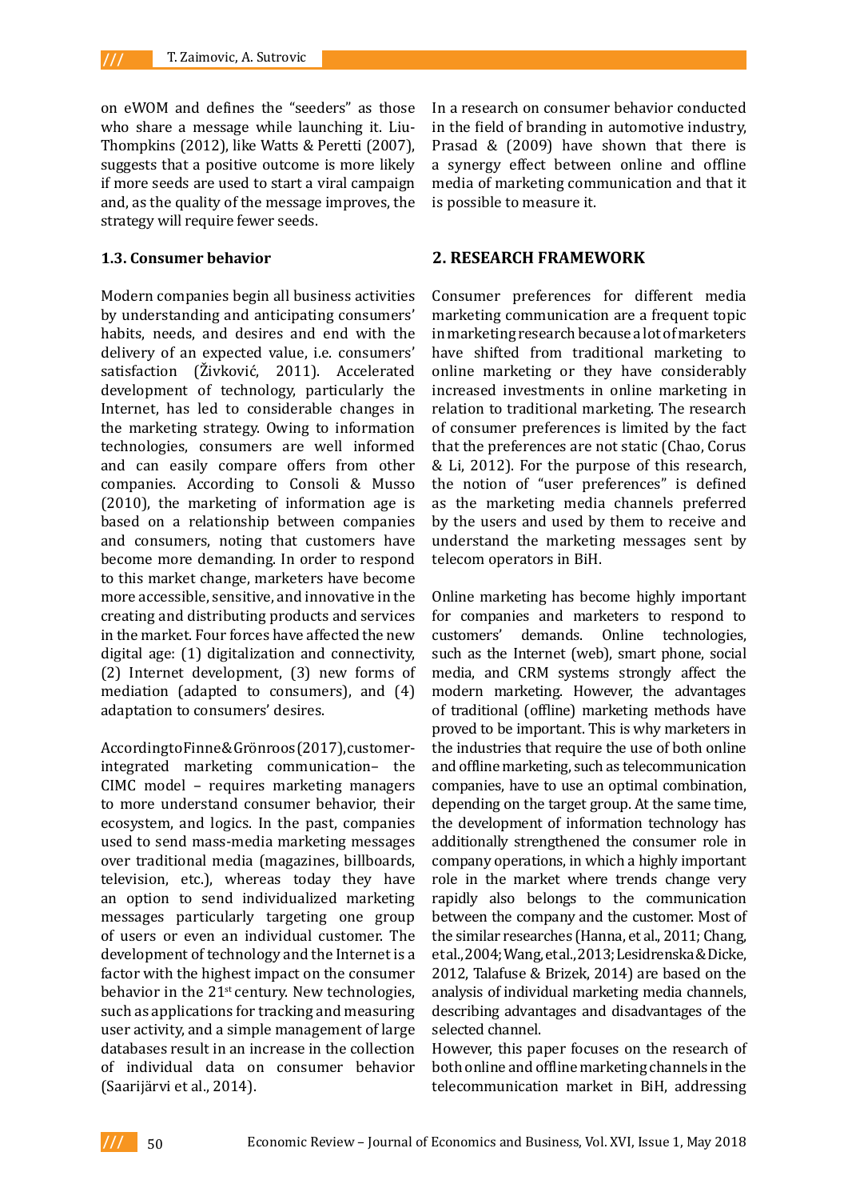on eWOM and defines the "seeders" as those who share a message while launching it. Liu-Thompkins (2012), like Watts & Peretti (2007), suggests that a positive outcome is more likely if more seeds are used to start a viral campaign and, as the quality of the message improves, the strategy will require fewer seeds.

### 1.3. Consumer behavior

Modern companies begin all business activities by understanding and anticipating consumers' habits, needs, and desires and end with the delivery of an expected value, i.e. consumers' satisfaction (Živković, 2011). Accelerated development of technology, particularly the Internet, has led to considerable changes in the marketing strategy. Owing to information technologies, consumers are well informed and can easily compare offers from other companies. According to Consoli & Musso (2010), the marketing of information age is based on a relationship between companies and consumers, noting that customers have become more demanding. In order to respond to this market change, marketers have become more accessible, sensitive, and innovative in the creating and distributing products and services in the market. Four forces have affected the new digital age: (1) digitalization and connectivity, (2) Internet development, (3) new forms of mediation (adapted to consumers), and (4) adaptation to consumers' desires.

According to Finne & Grönroos (2017), customer-integrated marketing communication– the CIMC model – requires marketing managers to more understand consumer behavior, their ecosystem, and logics. In the past, companies used to send mass-media marketing messages over traditional media (magazines, billboards, television, etc.), whereas today they have an option to send individualized marketing messages particularly targeting one group of users or even an individual customer. The development of technology and the Internet is a factor with the highest impact on the consumer behavior in the 21st century. New technologies, such as applications for tracking and measuring user activity, and a simple management of large databases result in an increase in the collection of individual data on consumer behavior (Saarijärvi et al., 2014).

In a research on consumer behavior conducted in the field of branding in automotive industry, Prasad & (2009) have shown that there is a synergy effect between online and offline media of marketing communication and that it is possible to measure it.

## 2. RESEARCH FRAMEWORK

Consumer preferences for different media marketing communication are a frequent topic in marketing research because a lot of marketers have shifted from traditional marketing to online marketing or they have considerably increased investments in online marketing in relation to traditional marketing. The research of consumer preferences is limited by the fact that the preferences are not static (Chao, Corus & Li, 2012). For the purpose of this research, the notion of "user preferences" is defined as the marketing media channels preferred by the users and used by them to receive and understand the marketing messages sent by telecom operators in BiH.

Online marketing has become highly important for companies and marketers to respond to customers' demands. Online technologies, such as the Internet (web), smart phone, social media, and CRM systems strongly affect the modern marketing. However, the advantages of traditional (offline) marketing methods have proved to be important. This is why marketers in the industries that require the use of both online and offline marketing, such as telecommunication companies, have to use an optimal combination, depending on the target group. At the same time, the development of information technology has additionally strengthened the consumer role in company operations, in which a highly important role in the market where trends change very rapidly also belongs to the communication between the company and the customer. Most of the similar researches (Hanna, et al., 2011; Chang, et al., 2004; Wang, et al., 2013; Lesidrenska & Dicke, 2012, Talafuse & Brizek, 2014) are based on the analysis of individual marketing media channels, describing advantages and disadvantages of the selected channel.

However, this paper focuses on the research of both online and offline marketing channels in the telecommunication market in BiH, addressing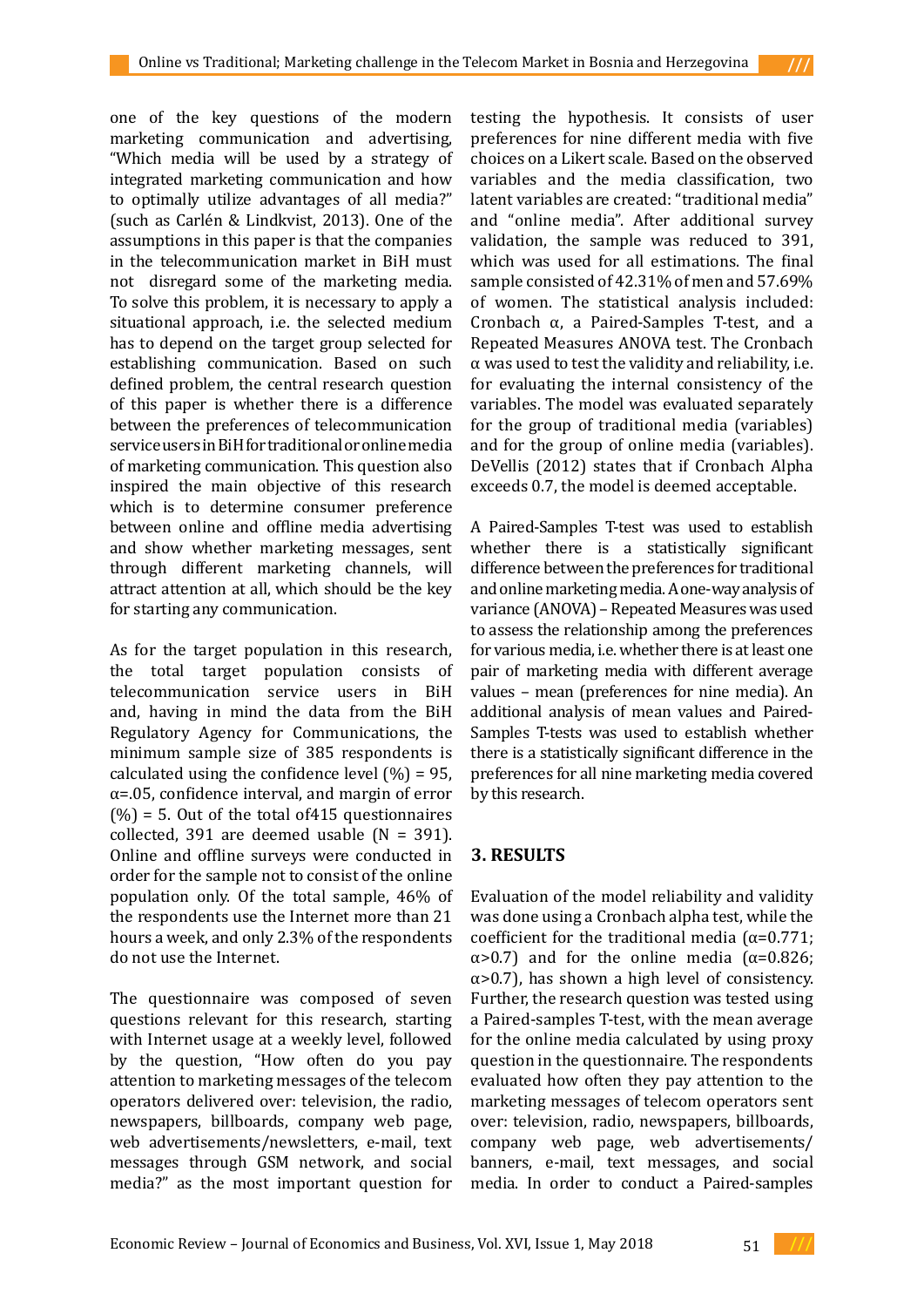one of the key questions of the modern marketing communication and advertising, "Which media will be used by a strategy of integrated marketing communication and how to optimally utilize advantages of all media?" (such as Carlén & Lindkvist, 2013). One of the assumptions in this paper is that the companies in the telecommunication market in BiH must not disregard some of the marketing media. To solve this problem, it is necessary to apply a situational approach, i.e. the selected medium has to depend on the target group selected for establishing communication. Based on such defined problem, the central research question of this paper is whether there is a difference between the preferences of telecommunication service users in BiH for traditional or online media of marketing communication. This question also inspired the main objective of this research which is to determine consumer preference between online and offline media advertising and show whether marketing messages, sent through different marketing channels, will attract attention at all, which should be the key for starting any communication.

As for the target population in this research, the total target population consists of telecommunication service users in BiH and, having in mind the data from the BiH Regulatory Agency for Communications, the minimum sample size of 385 respondents is calculated using the confidence level (%) = 95, α=.05, confidence interval, and margin of error (%) = 5. Out of the total of415 questionnaires collected, 391 are deemed usable (N = 391). Online and offline surveys were conducted in order for the sample not to consist of the online population only. Of the total sample, 46% of the respondents use the Internet more than 21 hours a week, and only 2.3% of the respondents do not use the Internet.

The questionnaire was composed of seven questions relevant for this research, starting with Internet usage at a weekly level, followed by the question, "How often do you pay attention to marketing messages of the telecom operators delivered over: television, the radio, newspapers, billboards, company web page, web advertisements/newsletters, e-mail, text messages through GSM network, and social media?" as the most important question for testing the hypothesis. It consists of user preferences for nine different media with five choices on a Likert scale. Based on the observed variables and the media classification, two latent variables are created: "traditional media" and "online media". After additional survey validation, the sample was reduced to 391, which was used for all estimations. The final sample consisted of 42.31% of men and 57.69% of women. The statistical analysis included: Cronbach α, a Paired-Samples T-test, and a Repeated Measures ANOVA test. The Cronbach α was used to test the validity and reliability, i.e. for evaluating the internal consistency of the variables. The model was evaluated separately for the group of traditional media (variables) and for the group of online media (variables). DeVellis (2012) states that if Cronbach Alpha exceeds 0.7, the model is deemed acceptable.

A Paired-Samples T-test was used to establish whether there is a statistically significant difference between the preferences for traditional and online marketing media. A one-way analysis of variance (ANOVA) – Repeated Measures was used to assess the relationship among the preferences for various media, i.e. whether there is at least one pair of marketing media with different average values – mean (preferences for nine media). An additional analysis of mean values and Paired-Samples T-tests was used to establish whether there is a statistically significant difference in the preferences for all nine marketing media covered by this research.

## 3. RESULTS

Evaluation of the model reliability and validity was done using a Cronbach alpha test, while the coefficient for the traditional media ($\alpha=0.771$; $\alpha>0.7$) and for the online media ($\alpha=0.826$; $\alpha>0.7$), has shown a high level of consistency. Further, the research question was tested using a Paired-samples T-test, with the mean average for the online media calculated by using proxy question in the questionnaire. The respondents evaluated how often they pay attention to the marketing messages of telecom operators sent over: television, radio, newspapers, billboards, company web page, web advertisements/ banners, e-mail, text messages, and social media. In order to conduct a Paired-samples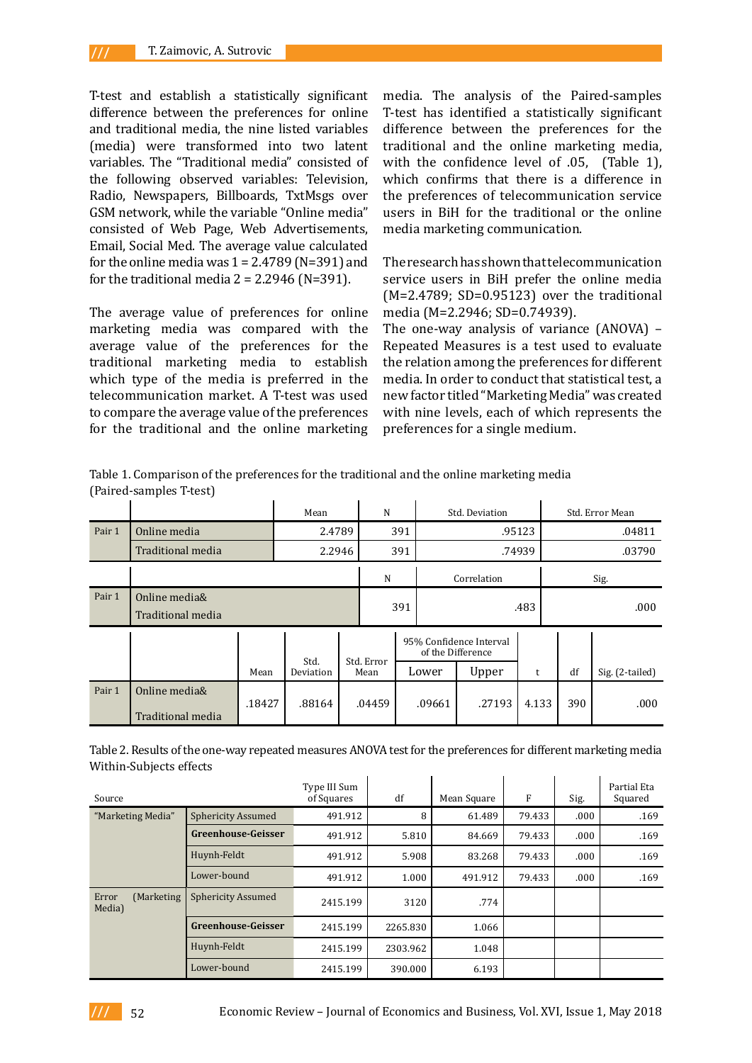T-test and establish a statistically significant difference between the preferences for online and traditional media, the nine listed variables (media) were transformed into two latent variables. The "Traditional media" consisted of the following observed variables: Television, Radio, Newspapers, Billboards, TxtMsgs over GSM network, while the variable "Online media" consisted of Web Page, Web Advertisements, Email, Social Med. The average value calculated for the online media was 1 = 2.4789 (N=391) and for the traditional media 2 = 2.2946 (N=391).

The average value of preferences for online marketing media was compared with the average value of the preferences for the traditional marketing media to establish which type of the media is preferred in the telecommunication market. A T-test was used to compare the average value of the preferences for the traditional and the online marketing media. The analysis of the Paired-samples T-test has identified a statistically significant difference between the preferences for the traditional and the online marketing media, with the confidence level of .05, (Table 1), which confirms that there is a difference in the preferences of telecommunication service users in BiH for the traditional or the online media marketing communication.

The research has shown that telecommunication service users in BiH prefer the online media (M=2.4789; SD=0.95123) over the traditional media (M=2.2946; SD=0.74939).

The one-way analysis of variance (ANOVA) – Repeated Measures is a test used to evaluate the relation among the preferences for different media. In order to conduct that statistical test, a new factor titled "Marketing Media" was created with nine levels, each of which represents the preferences for a single medium.

Table 1. Comparison of the preferences for the traditional and the online marketing media (Paired-samples T-test)

| | | Mean | N | Std. Deviation | Std. Error Mean |
|---|---|---|---|---|---|
| Pair 1 | Online media | 2.4789 | 391 | .95123 | .04811 |
| | Traditional media | 2.2946 | 391 | .74939 | .03790 |

| | | N | Correlation | Sig. |
|---|---|---|---|---|
| Pair 1 | Online media& Traditional media | 391 | .483 | .000 |

| | | Mean | Std. Deviation | Std. Error Mean | 95% Confidence Interval of the Difference | | t | df | Sig. (2-tailed) |
|---|---|---|---|---|---|---|---|---|---|
| | | | | | Lower | Upper | | | |
| Pair 1 | Online media& Traditional media | .18427 | .88164 | .04459 | .09661 | .27193 | 4.133 | 390 | .000 |

Table 2. Results of the one-way repeated measures ANOVA test for the preferences for different marketing media Within-Subjects effects

| Source | | Type III Sum of Squares | df | Mean Square | F | Sig. | Partial Eta Squared |
|---|---|---|---|---|---|---|---|
| "Marketing Media" | Sphericity Assumed | 491.912 | 8 | 61.489 | 79.433 | .000 | .169 |
| | **Greenhouse-Geisser** | 491.912 | 5.810 | 84.669 | 79.433 | .000 | .169 |
| | Huynh-Feldt | 491.912 | 5.908 | 83.268 | 79.433 | .000 | .169 |
| | Lower-bound | 491.912 | 1.000 | 491.912 | 79.433 | .000 | .169 |
| Error (Marketing Media) | Sphericity Assumed | 2415.199 | 3120 | .774 | | | |
| | **Greenhouse-Geisser** | 2415.199 | 2265.830 | 1.066 | | | |
| | Huynh-Feldt | 2415.199 | 2303.962 | 1.048 | | | |
| | Lower-bound | 2415.199 | 390.000 | 6.193 | | | |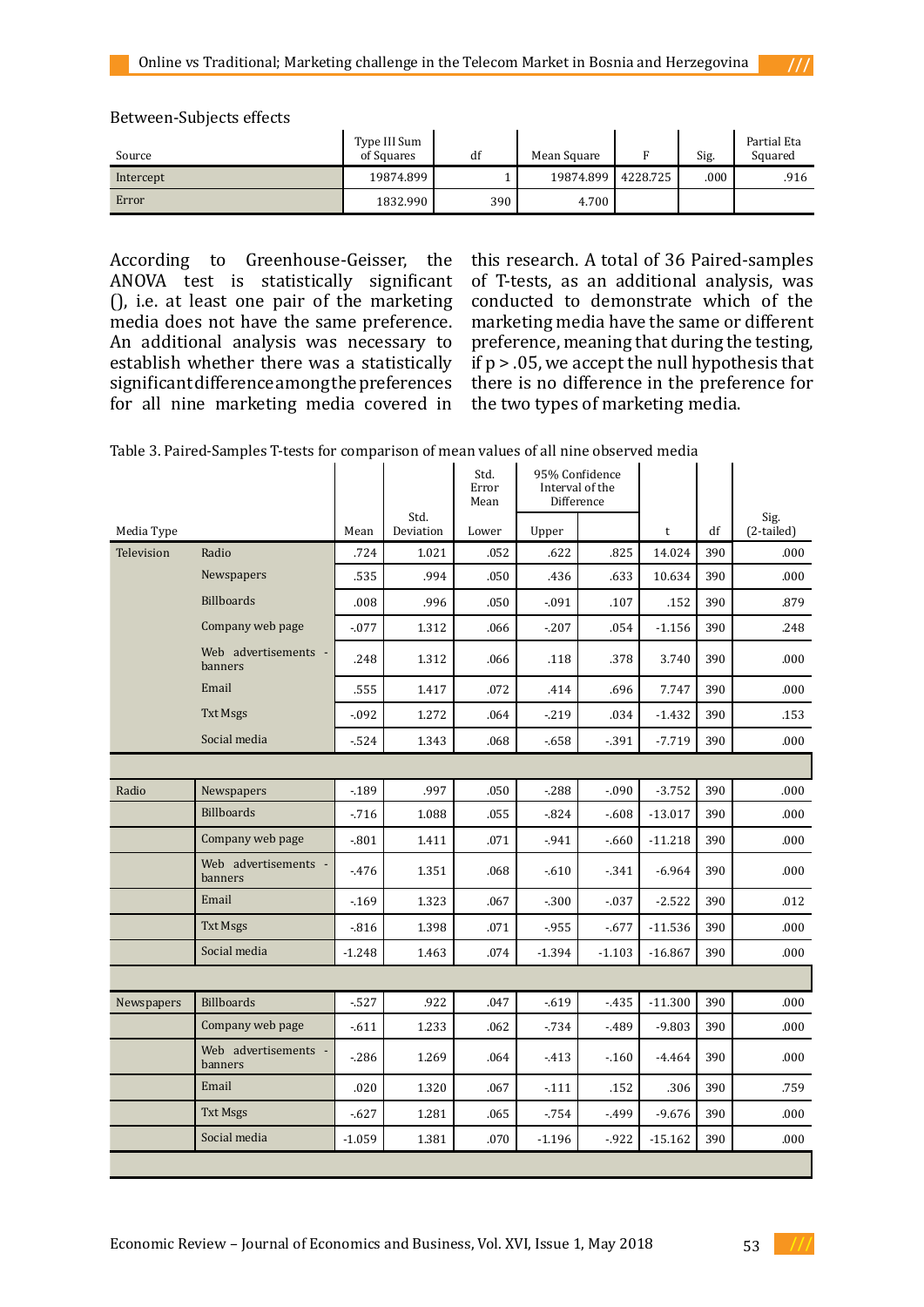Between-Subjects effects

| Source | Type III Sum of Squares | df | Mean Square | F | Sig. | Partial Eta Squared |
|---|---|---|---|---|---|---|
| Intercept | 19874.899 | 1 | 19874.899 | 4228.725 | .000 | .916 |
| Error | 1832.990 | 390 | 4.700 | | | |

According to Greenhouse-Geisser, the ANOVA test is statistically significant (), i.e. at least one pair of the marketing media does not have the same preference. An additional analysis was necessary to establish whether there was a statistically significant difference among the preferences for all nine marketing media covered in this research. A total of 36 Paired-samples of T-tests, as an additional analysis, was conducted to demonstrate which of the marketing media have the same or different preference, meaning that during the testing, if p > .05, we accept the null hypothesis that there is no difference in the preference for the two types of marketing media.

Table 3. Paired-Samples T-tests for comparison of mean values of all nine observed media

| Media Type | | Mean | Std. Deviation | Std. Error Mean | 95% Confidence Interval of the Difference | | t | df | Sig. (2-tailed) |
|---|---|---|---|---|---|---|---|---|---|
| | | | | Lower | Upper | | | | |
| Television | Radio | .724 | 1.021 | .052 | .622 | .825 | 14.024 | 390 | .000 |
| | Newspapers | .535 | .994 | .050 | .436 | .633 | 10.634 | 390 | .000 |
| | Billboards | .008 | .996 | .050 | -.091 | .107 | .152 | 390 | .879 |
| | Company web page | -.077 | 1.312 | .066 | -.207 | .054 | -1.156 | 390 | .248 |
| | Web advertisements - banners | .248 | 1.312 | .066 | .118 | .378 | 3.740 | 390 | .000 |
| | Email | .555 | 1.417 | .072 | .414 | .696 | 7.747 | 390 | .000 |
| | Txt Msgs | -.092 | 1.272 | .064 | -.219 | .034 | -1.432 | 390 | .153 |
| | Social media | -.524 | 1.343 | .068 | -.658 | -.391 | -7.719 | 390 | .000 |
| | | | | | | | | | |
| Radio | Newspapers | -.189 | .997 | .050 | -.288 | -.090 | -3.752 | 390 | .000 |
| | Billboards | -.716 | 1.088 | .055 | -.824 | -.608 | -13.017 | 390 | .000 |
| | Company web page | -.801 | 1.411 | .071 | -.941 | -.660 | -11.218 | 390 | .000 |
| | Web advertisements - banners | -.476 | 1.351 | .068 | -.610 | -.341 | -6.964 | 390 | .000 |
| | Email | -.169 | 1.323 | .067 | -.300 | -.037 | -2.522 | 390 | .012 |
| | Txt Msgs | -.816 | 1.398 | .071 | -.955 | -.677 | -11.536 | 390 | .000 |
| | Social media | -1.248 | 1.463 | .074 | -1.394 | -1.103 | -16.867 | 390 | .000 |
| | | | | | | | | | |
| Newspapers | Billboards | -.527 | .922 | .047 | -.619 | -.435 | -11.300 | 390 | .000 |
| | Company web page | -.611 | 1.233 | .062 | -.734 | -.489 | -9.803 | 390 | .000 |
| | Web advertisements - banners | -.286 | 1.269 | .064 | -.413 | -.160 | -4.464 | 390 | .000 |
| | Email | .020 | 1.320 | .067 | -.111 | .152 | .306 | 390 | .759 |
| | Txt Msgs | -.627 | 1.281 | .065 | -.754 | -.499 | -9.676 | 390 | .000 |
| | Social media | -1.059 | 1.381 | .070 | -1.196 | -.922 | -15.162 | 390 | .000 |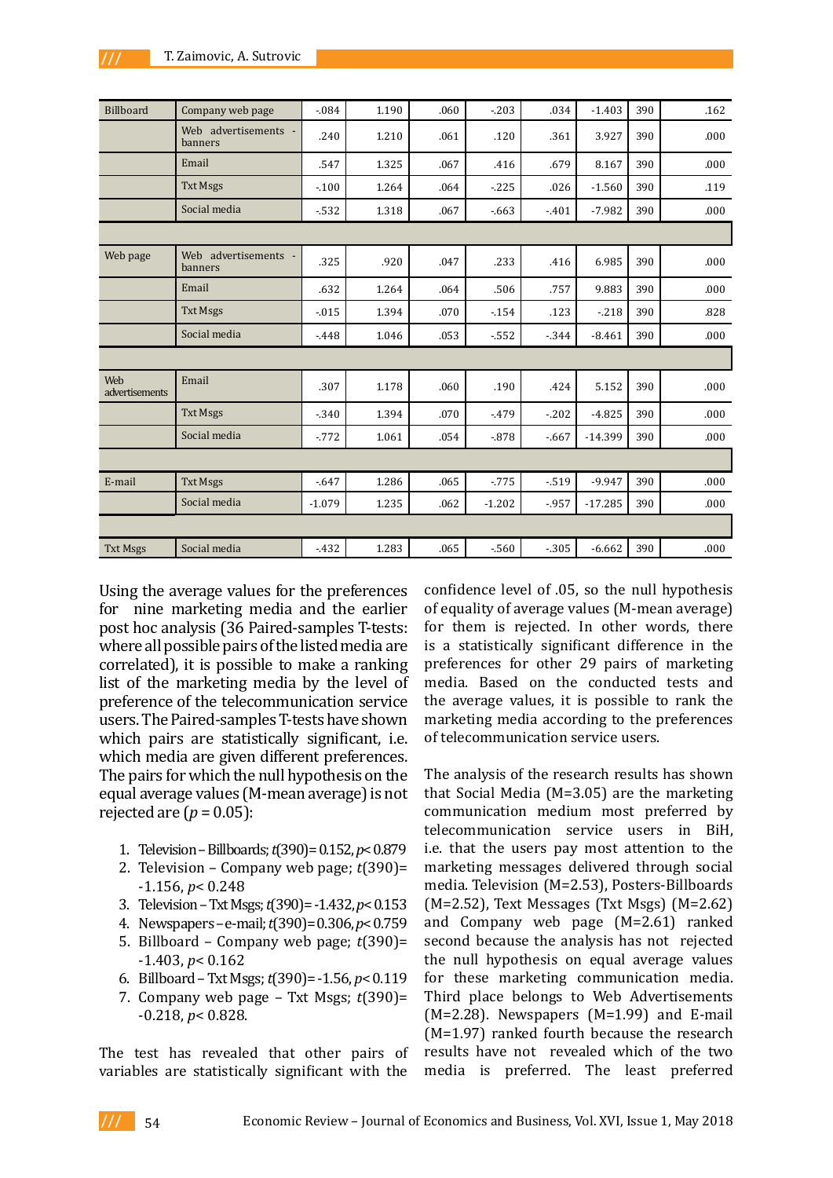| | | | | | | | | | |
|---|---|---|---|---|---|---|---|---|---|
| Billboard | Company web page | -.084 | 1.190 | .060 | -.203 | .034 | -1.403 | 390 | .162 |
| | Web advertisements - banners | .240 | 1.210 | .061 | .120 | .361 | 3.927 | 390 | .000 |
| | Email | .547 | 1.325 | .067 | .416 | .679 | 8.167 | 390 | .000 |
| | Txt Msgs | -.100 | 1.264 | .064 | -.225 | .026 | -1.560 | 390 | .119 |
| | Social media | -.532 | 1.318 | .067 | -.663 | -.401 | -7.982 | 390 | .000 |
| | | | | | | | | | |
| Web page | Web advertisements - banners | .325 | .920 | .047 | .233 | .416 | 6.985 | 390 | .000 |
| | Email | .632 | 1.264 | .064 | .506 | .757 | 9.883 | 390 | .000 |
| | Txt Msgs | -.015 | 1.394 | .070 | -.154 | .123 | -.218 | 390 | .828 |
| | Social media | -.448 | 1.046 | .053 | -.552 | -.344 | -8.461 | 390 | .000 |
| | | | | | | | | | |
| Web advertisements | Email | .307 | 1.178 | .060 | .190 | .424 | 5.152 | 390 | .000 |
| | Txt Msgs | -.340 | 1.394 | .070 | -.479 | -.202 | -4.825 | 390 | .000 |
| | Social media | -.772 | 1.061 | .054 | -.878 | -.667 | -14.399 | 390 | .000 |
| | | | | | | | | | |
| E-mail | Txt Msgs | -.647 | 1.286 | .065 | -.775 | -.519 | -9.947 | 390 | .000 |
| | Social media | -1.079 | 1.235 | .062 | -1.202 | -.957 | -17.285 | 390 | .000 |
| | | | | | | | | | |
| Txt Msgs | Social media | -.432 | 1.283 | .065 | -.560 | -.305 | -6.662 | 390 | .000 |

Using the average values for the preferences for nine marketing media and the earlier post hoc analysis (36 Paired-samples T-tests: where all possible pairs of the listed media are correlated), it is possible to make a ranking list of the marketing media by the level of preference of the telecommunication service users. The Paired-samples T-tests have shown which pairs are statistically significant, i.e. which media are given different preferences. The pairs for which the null hypothesis on the equal average values (M-mean average) is not rejected are ($p = 0.05$):

1. Television – Billboards; $t(390)= 0.152$, $p< 0.879$
2. Television – Company web page; $t(390)= -1.156$, $p< 0.248$
3. Television – Txt Msgs; $t(390)= -1.432$, $p< 0.153$
4. Newspapers – e-mail; $t(390)= 0.306$, $p< 0.759$
5. Billboard – Company web page; $t(390)= -1.403$, $p< 0.162$
6. Billboard – Txt Msgs; $t(390)= -1.56$, $p< 0.119$
7. Company web page – Txt Msgs; $t(390)= -0.218$, $p< 0.828$.

The test has revealed that other pairs of variables are statistically significant with the confidence level of .05, so the null hypothesis of equality of average values (M-mean average) for them is rejected. In other words, there is a statistically significant difference in the preferences for other 29 pairs of marketing media. Based on the conducted tests and the average values, it is possible to rank the marketing media according to the preferences of telecommunication service users.

The analysis of the research results has shown that Social Media (M=3.05) are the marketing communication medium most preferred by telecommunication service users in BiH, i.e. that the users pay most attention to the marketing messages delivered through social media. Television (M=2.53), Posters-Billboards (M=2.52), Text Messages (Txt Msgs) (M=2.62) and Company web page (M=2.61) ranked second because the analysis has not rejected the null hypothesis on equal average values for these marketing communication media. Third place belongs to Web Advertisements (M=2.28). Newspapers (M=1.99) and E-mail (M=1.97) ranked fourth because the research results have not revealed which of the two media is preferred. The least preferred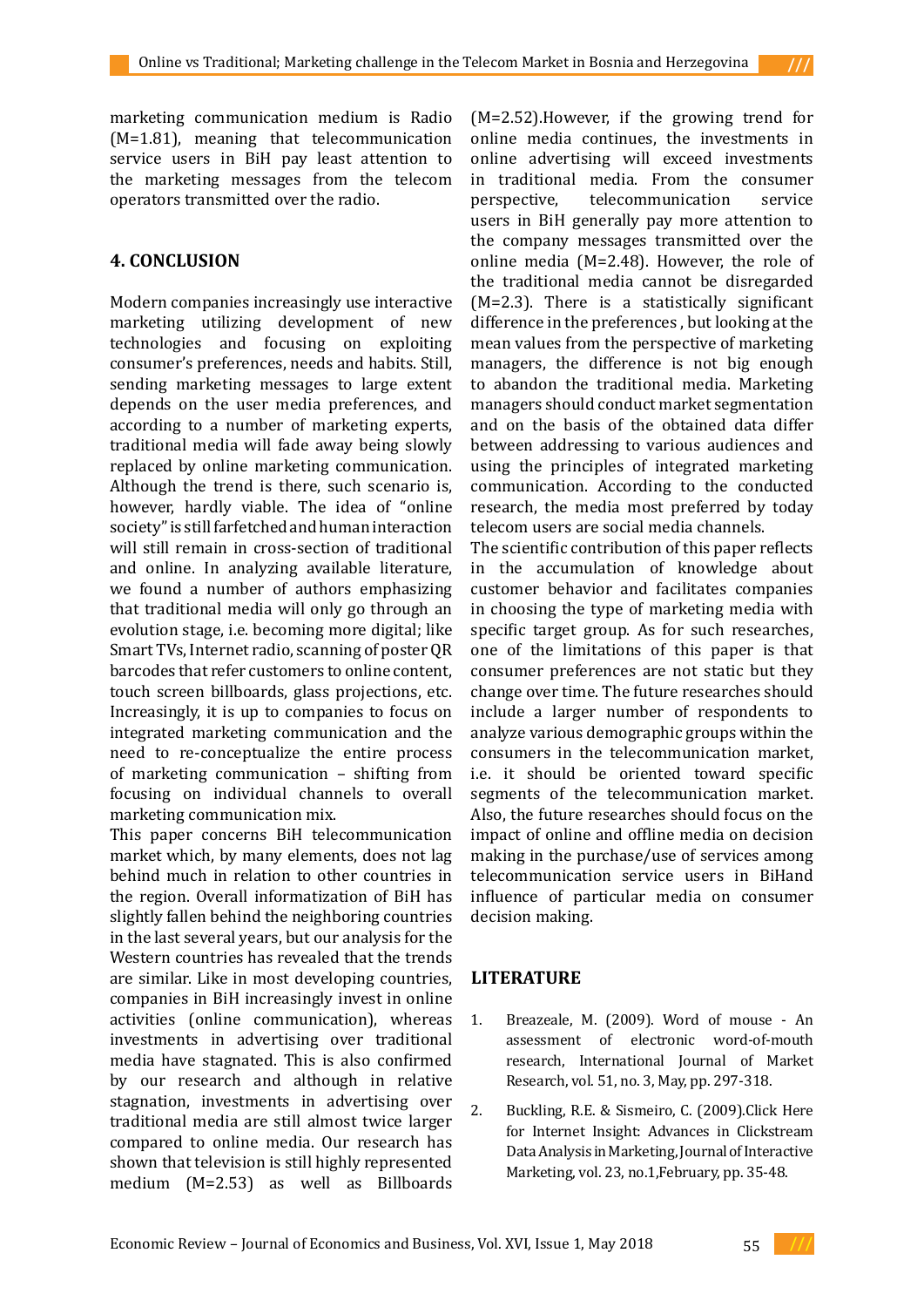marketing communication medium is Radio (M=1.81), meaning that telecommunication service users in BiH pay least attention to the marketing messages from the telecom operators transmitted over the radio.

## 4. CONCLUSION

Modern companies increasingly use interactive marketing utilizing development of new technologies and focusing on exploiting consumer's preferences, needs and habits. Still, sending marketing messages to large extent depends on the user media preferences, and according to a number of marketing experts, traditional media will fade away being slowly replaced by online marketing communication. Although the trend is there, such scenario is, however, hardly viable. The idea of "online society" is still farfetched and human interaction will still remain in cross-section of traditional and online. In analyzing available literature, we found a number of authors emphasizing that traditional media will only go through an evolution stage, i.e. becoming more digital; like Smart TVs, Internet radio, scanning of poster QR barcodes that refer customers to online content, touch screen billboards, glass projections, etc. Increasingly, it is up to companies to focus on integrated marketing communication and the need to re-conceptualize the entire process of marketing communication – shifting from focusing on individual channels to overall marketing communication mix.

This paper concerns BiH telecommunication market which, by many elements, does not lag behind much in relation to other countries in the region. Overall informatization of BiH has slightly fallen behind the neighboring countries in the last several years, but our analysis for the Western countries has revealed that the trends are similar. Like in most developing countries, companies in BiH increasingly invest in online activities (online communication), whereas investments in advertising over traditional media have stagnated. This is also confirmed by our research and although in relative stagnation, investments in advertising over traditional media are still almost twice larger compared to online media. Our research has shown that television is still highly represented medium (M=2.53) as well as Billboards (M=2.52).However, if the growing trend for online media continues, the investments in online advertising will exceed investments in traditional media. From the consumer perspective, telecommunication service users in BiH generally pay more attention to the company messages transmitted over the online media (M=2.48). However, the role of the traditional media cannot be disregarded (M=2.3). There is a statistically significant difference in the preferences , but looking at the mean values from the perspective of marketing managers, the difference is not big enough to abandon the traditional media. Marketing managers should conduct market segmentation and on the basis of the obtained data differ between addressing to various audiences and using the principles of integrated marketing communication. According to the conducted research, the media most preferred by today telecom users are social media channels.

The scientific contribution of this paper reflects in the accumulation of knowledge about customer behavior and facilitates companies in choosing the type of marketing media with specific target group. As for such researches, one of the limitations of this paper is that consumer preferences are not static but they change over time. The future researches should include a larger number of respondents to analyze various demographic groups within the consumers in the telecommunication market, i.e. it should be oriented toward specific segments of the telecommunication market. Also, the future researches should focus on the impact of online and offline media on decision making in the purchase/use of services among telecommunication service users in BiHand influence of particular media on consumer decision making.

## LITERATURE

1. Breazeale, M. (2009). Word of mouse - An assessment of electronic word-of-mouth research, International Journal of Market Research, vol. 51, no. 3, May, pp. 297-318.
2. Buckling, R.E. & Sismeiro, C. (2009).Click Here for Internet Insight: Advances in Clickstream Data Analysis in Marketing, Journal of Interactive Marketing, vol. 23, no.1,February, pp. 35-48.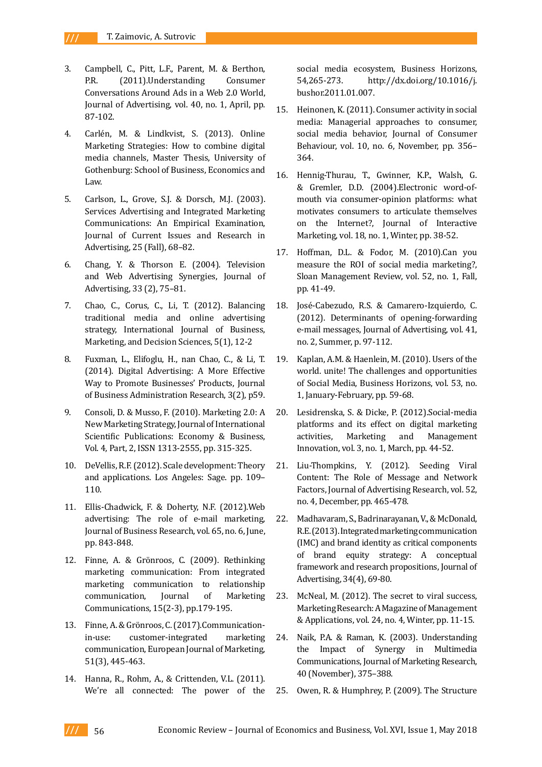3. Campbell, C., Pitt, L.F., Parent, M. & Berthon, P.R. (2011).Understanding Consumer Conversations Around Ads in a Web 2.0 World, Journal of Advertising, vol. 40, no. 1, April, pp. 87-102.

4. Carlén, M. & Lindkvist, S. (2013). Online Marketing Strategies: How to combine digital media channels, Master Thesis, University of Gothenburg: School of Business, Economics and Law.

5. Carlson, L., Grove, S.J. & Dorsch, M.J. (2003). Services Advertising and Integrated Marketing Communications: An Empirical Examination, Journal of Current Issues and Research in Advertising, 25 (Fall), 68–82.

6. Chang, Y. & Thorson E. (2004). Television and Web Advertising Synergies, Journal of Advertising, 33 (2), 75–81.

7. Chao, C., Corus, C., Li, T. (2012). Balancing traditional media and online advertising strategy, International Journal of Business, Marketing, and Decision Sciences, 5(1), 12-2

8. Fuxman, L., Elifoglu, H., nan Chao, C., & Li, T. (2014). Digital Advertising: A More Effective Way to Promote Businesses' Products, Journal of Business Administration Research, 3(2), p59.

9. Consoli, D. & Musso, F. (2010). Marketing 2.0: A New Marketing Strategy, Journal of International Scientific Publications: Economy & Business, Vol. 4, Part, 2, ISSN 1313-2555, pp. 315-325.

10. DeVellis, R.F. (2012). Scale development: Theory and applications. Los Angeles: Sage. pp. 109–110.

11. Ellis-Chadwick, F. & Doherty, N.F. (2012).Web advertising: The role of e-mail marketing, Journal of Business Research, vol. 65, no. 6, June, pp. 843-848.

12. Finne, A. & Grönroos, C. (2009). Rethinking marketing communication: From integrated marketing communication to relationship communication, Journal of Marketing Communications, 15(2-3), pp.179-195.

13. Finne, A. & Grönroos, C. (2017).Communication-in-use: customer-integrated marketing communication, European Journal of Marketing, 51(3), 445-463.

14. Hanna, R., Rohm, A., & Crittenden, V.L. (2011). We're all connected: The power of the social media ecosystem, Business Horizons, 54,265-273. http://dx.doi.org/10.1016/j.bushor.2011.01.007.

15. Heinonen, K. (2011). Consumer activity in social media: Managerial approaches to consumer, social media behavior, Journal of Consumer Behaviour, vol. 10, no. 6, November, pp. 356–364.

16. Hennig-Thurau, T., Gwinner, K.P., Walsh, G. & Gremler, D.D. (2004).Electronic word-of-mouth via consumer-opinion platforms: what motivates consumers to articulate themselves on the Internet?, Journal of Interactive Marketing, vol. 18, no. 1, Winter, pp. 38-52.

17. Hoffman, D.L. & Fodor, M. (2010).Can you measure the ROI of social media marketing?, Sloan Management Review, vol. 52, no. 1, Fall, pp. 41-49.

18. José-Cabezudo, R.S. & Camarero-Izquierdo, C. (2012). Determinants of opening-forwarding e-mail messages, Journal of Advertising, vol. 41, no. 2, Summer, p. 97-112.

19. Kaplan, A.M. & Haenlein, M. (2010). Users of the world. unite! The challenges and opportunities of Social Media, Business Horizons, vol. 53, no. 1, January-February, pp. 59-68.

20. Lesidrenska, S. & Dicke, P. (2012).Social-media platforms and its effect on digital marketing activities, Marketing and Management Innovation, vol. 3, no. 1, March, pp. 44-52.

21. Liu-Thompkins, Y. (2012). Seeding Viral Content: The Role of Message and Network Factors, Journal of Advertising Research, vol. 52, no. 4, December, pp. 465-478.

22. Madhavaram, S., Badrinarayanan, V., & McDonald, R.E. (2013). Integrated marketing communication (IMC) and brand identity as critical components of brand equity strategy: A conceptual framework and research propositions, Journal of Advertising, 34(4), 69-80.

23. McNeal, M. (2012). The secret to viral success, Marketing Research: A Magazine of Management & Applications, vol. 24, no. 4, Winter, pp. 11-15.

24. Naik, P.A. & Raman, K. (2003). Understanding the Impact of Synergy in Multimedia Communications, Journal of Marketing Research, 40 (November), 375–388.

25. Owen, R. & Humphrey, P. (2009). The Structure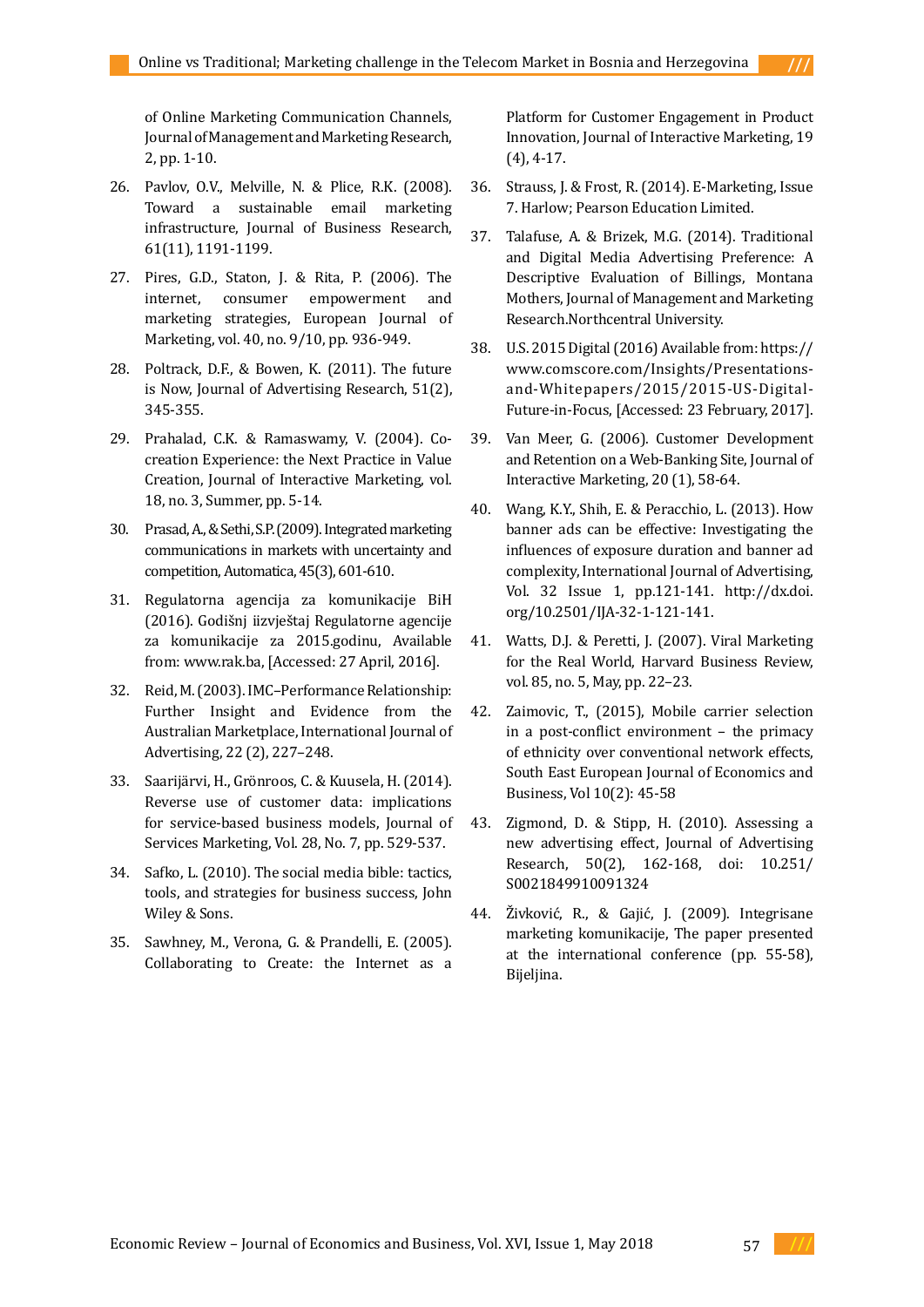of Online Marketing Communication Channels, Journal of Management and Marketing Research, 2, pp. 1-10.

26. Pavlov, O.V., Melville, N. & Plice, R.K. (2008). Toward a sustainable email marketing infrastructure, Journal of Business Research, 61(11), 1191-1199.

27. Pires, G.D., Staton, J. & Rita, P. (2006). The internet, consumer empowerment and marketing strategies, European Journal of Marketing, vol. 40, no. 9/10, pp. 936-949.

28. Poltrack, D.F., & Bowen, K. (2011). The future is Now, Journal of Advertising Research, 51(2), 345-355.

29. Prahalad, C.K. & Ramaswamy, V. (2004). Co-creation Experience: the Next Practice in Value Creation, Journal of Interactive Marketing, vol. 18, no. 3, Summer, pp. 5-14.

30. Prasad, A., & Sethi, S.P. (2009). Integrated marketing communications in markets with uncertainty and competition, Automatica, 45(3), 601-610.

31. Regulatorna agencija za komunikacije BiH (2016). Godišnj iizvještaj Regulatorne agencije za komunikacije za 2015.godinu, Available from: www.rak.ba, [Accessed: 27 April, 2016].

32. Reid, M. (2003). IMC–Performance Relationship: Further Insight and Evidence from the Australian Marketplace, International Journal of Advertising, 22 (2), 227–248.

33. Saarijärvi, H., Grönroos, C. & Kuusela, H. (2014). Reverse use of customer data: implications for service-based business models, Journal of Services Marketing, Vol. 28, No. 7, pp. 529-537.

34. Safko, L. (2010). The social media bible: tactics, tools, and strategies for business success, John Wiley & Sons.

35. Sawhney, M., Verona, G. & Prandelli, E. (2005). Collaborating to Create: the Internet as a Platform for Customer Engagement in Product Innovation, Journal of Interactive Marketing, 19 (4), 4-17.

36. Strauss, J. & Frost, R. (2014). E-Marketing, Issue 7. Harlow; Pearson Education Limited.

37. Talafuse, A. & Brizek, M.G. (2014). Traditional and Digital Media Advertising Preference: A Descriptive Evaluation of Billings, Montana Mothers, Journal of Management and Marketing Research.Northcentral University.

38. U.S. 2015 Digital (2016) Available from: https://www.comscore.com/Insights/Presentations-and-Whitepapers/2015/2015-US-Digital-Future-in-Focus, [Accessed: 23 February, 2017].

39. Van Meer, G. (2006). Customer Development and Retention on a Web-Banking Site, Journal of Interactive Marketing, 20 (1), 58-64.

40. Wang, K.Y., Shih, E. & Peracchio, L. (2013). How banner ads can be effective: Investigating the influences of exposure duration and banner ad complexity, International Journal of Advertising, Vol. 32 Issue 1, pp.121-141. http://dx.doi.org/10.2501/IJA-32-1-121-141.

41. Watts, D.J. & Peretti, J. (2007). Viral Marketing for the Real World, Harvard Business Review, vol. 85, no. 5, May, pp. 22–23.

42. Zaimovic, T., (2015), Mobile carrier selection in a post-conflict environment – the primacy of ethnicity over conventional network effects, South East European Journal of Economics and Business, Vol 10(2): 45-58

43. Zigmond, D. & Stipp, H. (2010). Assessing a new advertising effect, Journal of Advertising Research, 50(2), 162-168, doi: 10.251/S0021849910091324

44. Živković, R., & Gajić, J. (2009). Integrisane marketing komunikacije, The paper presented at the international conference (pp. 55-58), Bijeljina.